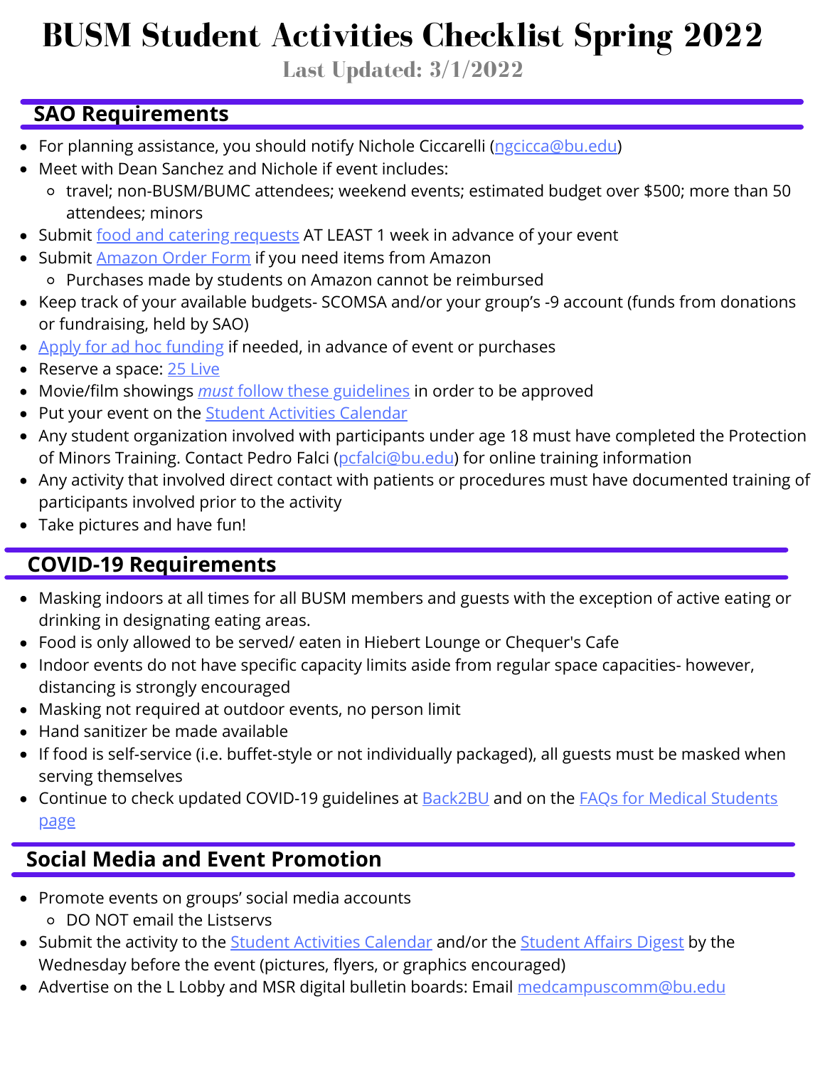# BUSM Student Activities Checklist Spring 2022

**Last Updated: 3/1/2022**

## SAO Requirements

- For planning assistance, you should notify Nichole Ciccarelli (ngcicca@bu.edu)
- Meet with Dean Sanchez and Nichole if event includes:
  - travel; non-BUSM/BUMC attendees; weekend events; estimated budget over $500; more than 50 attendees; minors
- Submit food and catering requests AT LEAST 1 week in advance of your event
- Submit Amazon Order Form if you need items from Amazon
  - Purchases made by students on Amazon cannot be reimbursed
- Keep track of your available budgets- SCOMSA and/or your group's -9 account (funds from donations or fundraising, held by SAO)
- Apply for ad hoc funding if needed, in advance of event or purchases
- Reserve a space: 25 Live
- Movie/film showings *must* follow these guidelines in order to be approved
- Put your event on the Student Activities Calendar
- Any student organization involved with participants under age 18 must have completed the Protection of Minors Training. Contact Pedro Falci (pcfalci@bu.edu) for online training information
- Any activity that involved direct contact with patients or procedures must have documented training of participants involved prior to the activity
- Take pictures and have fun!

## COVID-19 Requirements

- Masking indoors at all times for all BUSM members and guests with the exception of active eating or drinking in designating eating areas.
- Food is only allowed to be served/ eaten in Hiebert Lounge or Chequer's Cafe
- Indoor events do not have specific capacity limits aside from regular space capacities- however, distancing is strongly encouraged
- Masking not required at outdoor events, no person limit
- Hand sanitizer be made available
- If food is self-service (i.e. buffet-style or not individually packaged), all guests must be masked when serving themselves
- Continue to check updated COVID-19 guidelines at Back2BU and on the FAQs for Medical Students page

## Social Media and Event Promotion

- Promote events on groups' social media accounts
  - DO NOT email the Listservs
- Submit the activity to the Student Activities Calendar and/or the Student Affairs Digest by the Wednesday before the event (pictures, flyers, or graphics encouraged)
- Advertise on the L Lobby and MSR digital bulletin boards: Email medcampuscomm@bu.edu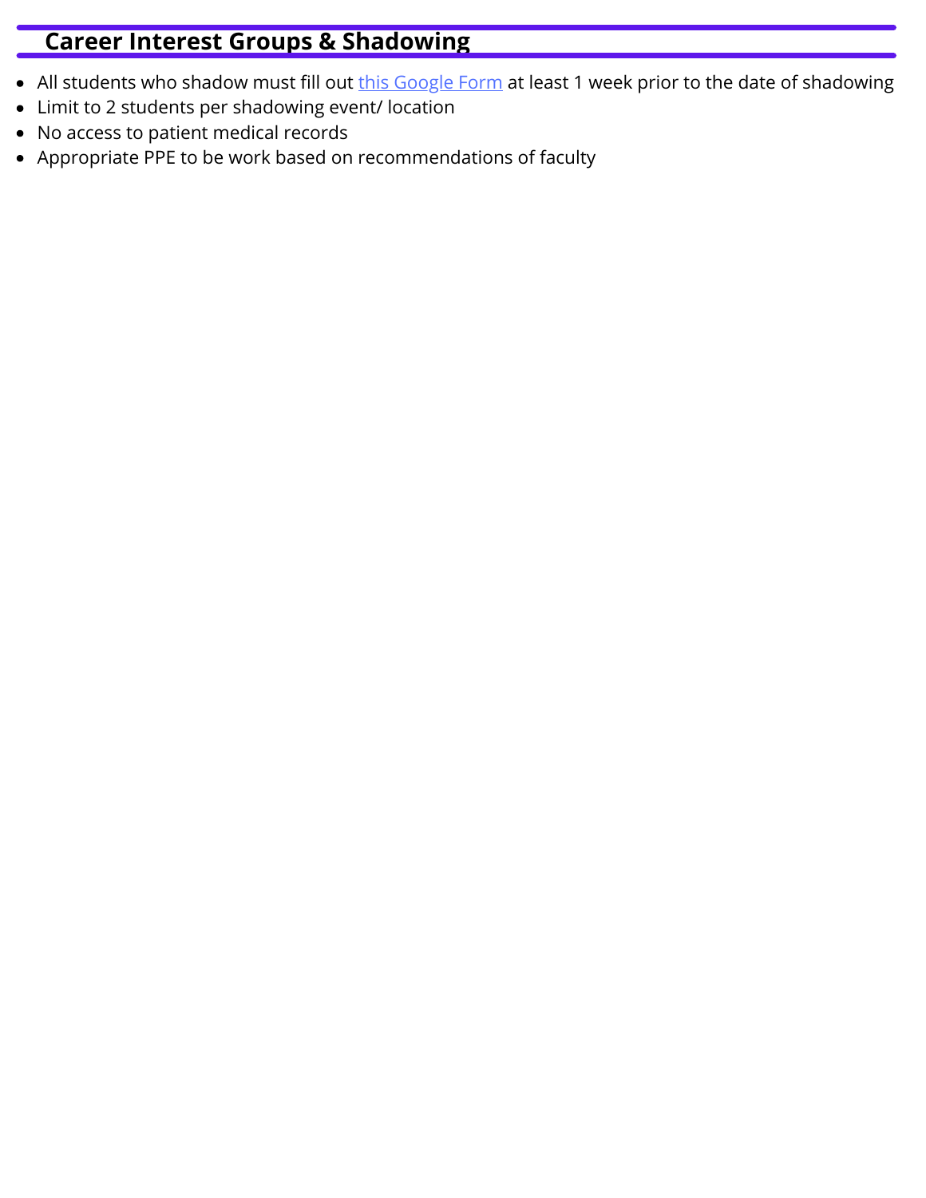## Career Interest Groups & Shadowing

- All students who shadow must fill out this Google Form at least 1 week prior to the date of shadowing
- Limit to 2 students per shadowing event/ location
- No access to patient medical records
- Appropriate PPE to be work based on recommendations of faculty